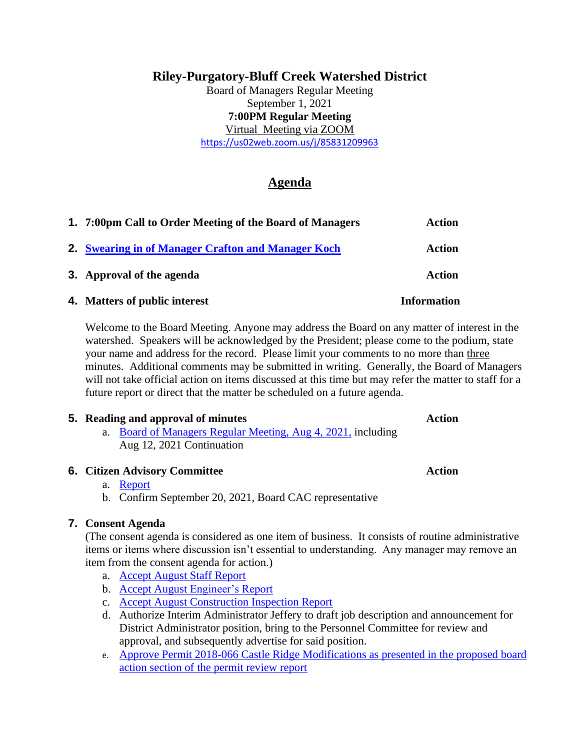# Riley-Purgatory-Bluff Creek Watershed District

Board of Managers Regular Meeting
September 1, 2021
**7:00PM Regular Meeting**
Virtual Meeting via ZOOM
https://us02web.zoom.us/j/85831209963

## Agenda

1. **7:00pm Call to Order Meeting of the Board of Managers** — **Action**

2. **Swearing in of Manager Crafton and Manager Koch** — **Action**

3. **Approval of the agenda** — **Action**

4. **Matters of public interest** — **Information**

   Welcome to the Board Meeting. Anyone may address the Board on any matter of interest in the watershed. Speakers will be acknowledged by the President; please come to the podium, state your name and address for the record. Please limit your comments to no more than three minutes. Additional comments may be submitted in writing. Generally, the Board of Managers will not take official action on items discussed at this time but may refer the matter to staff for a future report or direct that the matter be scheduled on a future agenda.

5. **Reading and approval of minutes** — **Action**
   a. Board of Managers Regular Meeting, Aug 4, 2021, including Aug 12, 2021 Continuation

6. **Citizen Advisory Committee** — **Action**
   a. Report
   b. Confirm September 20, 2021, Board CAC representative

7. **Consent Agenda**
   (The consent agenda is considered as one item of business. It consists of routine administrative items or items where discussion isn't essential to understanding. Any manager may remove an item from the consent agenda for action.)
   a. Accept August Staff Report
   b. Accept August Engineer's Report
   c. Accept August Construction Inspection Report
   d. Authorize Interim Administrator Jeffery to draft job description and announcement for District Administrator position, bring to the Personnel Committee for review and approval, and subsequently advertise for said position.
   e. Approve Permit 2018-066 Castle Ridge Modifications as presented in the proposed board action section of the permit review report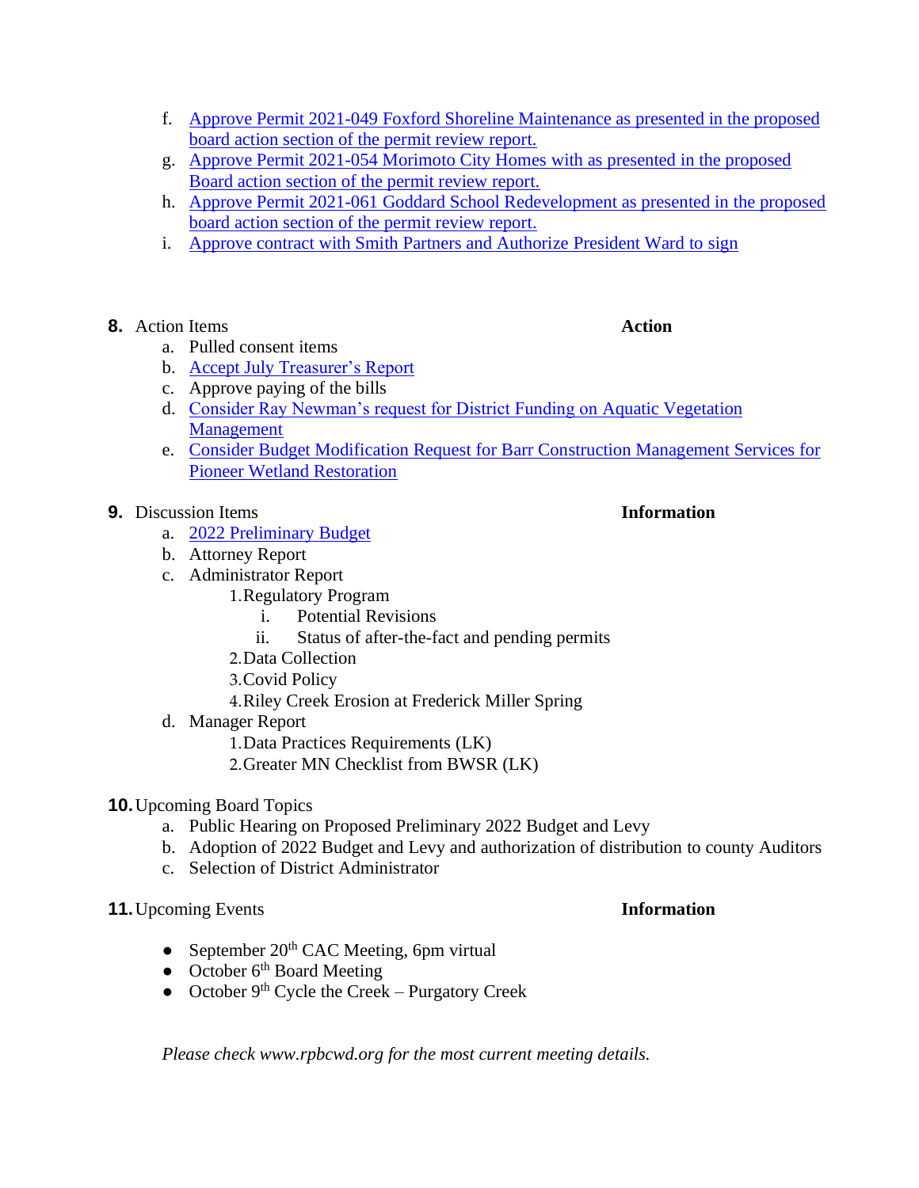f. Approve Permit 2021-049 Foxford Shoreline Maintenance as presented in the proposed board action section of the permit review report.
g. Approve Permit 2021-054 Morimoto City Homes with as presented in the proposed Board action section of the permit review report.
h. Approve Permit 2021-061 Goddard School Redevelopment as presented in the proposed board action section of the permit review report.
i. Approve contract with Smith Partners and Authorize President Ward to sign

**8.** Action Items **Action**

a. Pulled consent items
b. Accept July Treasurer's Report
c. Approve paying of the bills
d. Consider Ray Newman's request for District Funding on Aquatic Vegetation Management
e. Consider Budget Modification Request for Barr Construction Management Services for Pioneer Wetland Restoration

**9.** Discussion Items **Information**

a. 2022 Preliminary Budget
b. Attorney Report
c. Administrator Report
   1. Regulatory Program
      i. Potential Revisions
      ii. Status of after-the-fact and pending permits
   2. Data Collection
   3. Covid Policy
   4. Riley Creek Erosion at Frederick Miller Spring
d. Manager Report
   1. Data Practices Requirements (LK)
   2. Greater MN Checklist from BWSR (LK)

**10.** Upcoming Board Topics

a. Public Hearing on Proposed Preliminary 2022 Budget and Levy
b. Adoption of 2022 Budget and Levy and authorization of distribution to county Auditors
c. Selection of District Administrator

**11.** Upcoming Events **Information**

- September 20th CAC Meeting, 6pm virtual
- October 6th Board Meeting
- October 9th Cycle the Creek – Purgatory Creek

*Please check www.rpbcwd.org for the most current meeting details.*